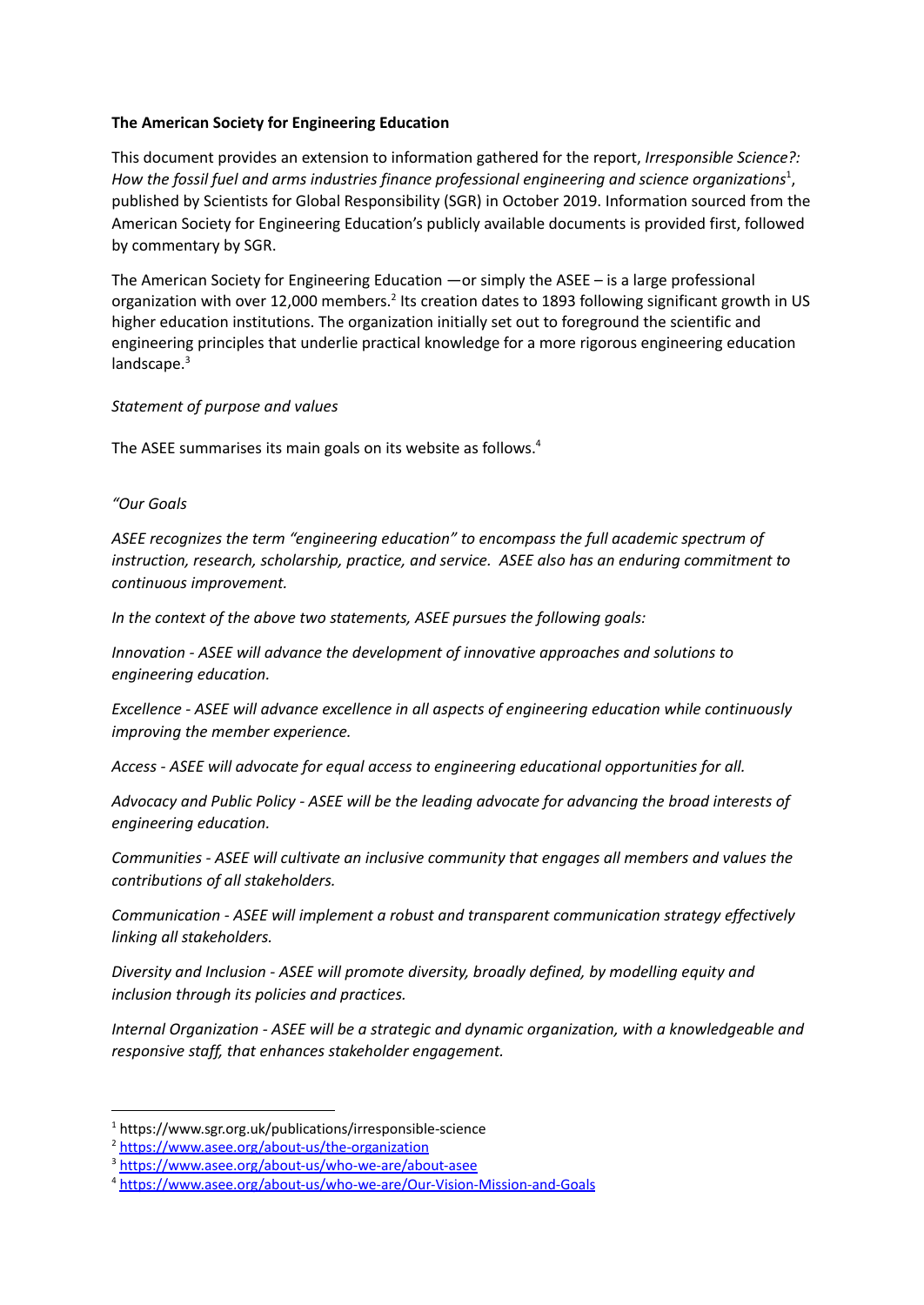**The American Society for Engineering Education**

This document provides an extension to information gathered for the report, *Irresponsible Science?: How the fossil fuel and arms industries finance professional engineering and science organizations*[1], published by Scientists for Global Responsibility (SGR) in October 2019. Information sourced from the American Society for Engineering Education's publicly available documents is provided first, followed by commentary by SGR.

The American Society for Engineering Education —or simply the ASEE – is a large professional organization with over 12,000 members.[2] Its creation dates to 1893 following significant growth in US higher education institutions. The organization initially set out to foreground the scientific and engineering principles that underlie practical knowledge for a more rigorous engineering education landscape.[3]

*Statement of purpose and values*

The ASEE summarises its main goals on its website as follows.[4]

*"Our Goals*

*ASEE recognizes the term "engineering education" to encompass the full academic spectrum of instruction, research, scholarship, practice, and service. ASEE also has an enduring commitment to continuous improvement.*

*In the context of the above two statements, ASEE pursues the following goals:*

*Innovation - ASEE will advance the development of innovative approaches and solutions to engineering education.*

*Excellence - ASEE will advance excellence in all aspects of engineering education while continuously improving the member experience.*

*Access - ASEE will advocate for equal access to engineering educational opportunities for all.*

*Advocacy and Public Policy - ASEE will be the leading advocate for advancing the broad interests of engineering education.*

*Communities - ASEE will cultivate an inclusive community that engages all members and values the contributions of all stakeholders.*

*Communication - ASEE will implement a robust and transparent communication strategy effectively linking all stakeholders.*

*Diversity and Inclusion - ASEE will promote diversity, broadly defined, by modelling equity and inclusion through its policies and practices.*

*Internal Organization - ASEE will be a strategic and dynamic organization, with a knowledgeable and responsive staff, that enhances stakeholder engagement.*

---

[1] https://www.sgr.org.uk/publications/irresponsible-science

[2] https://www.asee.org/about-us/the-organization

[3] https://www.asee.org/about-us/who-we-are/about-asee

[4] https://www.asee.org/about-us/who-we-are/Our-Vision-Mission-and-Goals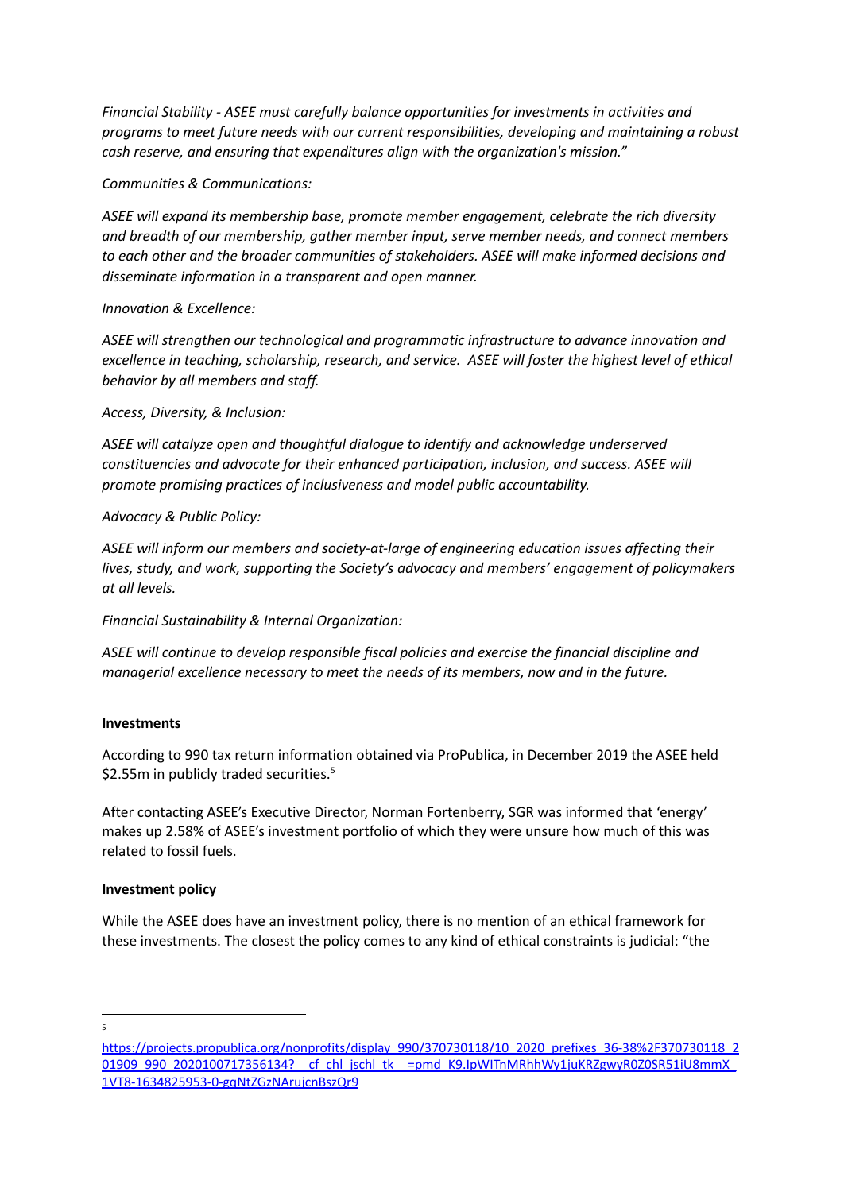*Financial Stability - ASEE must carefully balance opportunities for investments in activities and programs to meet future needs with our current responsibilities, developing and maintaining a robust cash reserve, and ensuring that expenditures align with the organization's mission."*

*Communities & Communications:*

*ASEE will expand its membership base, promote member engagement, celebrate the rich diversity and breadth of our membership, gather member input, serve member needs, and connect members to each other and the broader communities of stakeholders. ASEE will make informed decisions and disseminate information in a transparent and open manner.*

*Innovation & Excellence:*

*ASEE will strengthen our technological and programmatic infrastructure to advance innovation and excellence in teaching, scholarship, research, and service. ASEE will foster the highest level of ethical behavior by all members and staff.*

*Access, Diversity, & Inclusion:*

*ASEE will catalyze open and thoughtful dialogue to identify and acknowledge underserved constituencies and advocate for their enhanced participation, inclusion, and success. ASEE will promote promising practices of inclusiveness and model public accountability.*

*Advocacy & Public Policy:*

*ASEE will inform our members and society-at-large of engineering education issues affecting their lives, study, and work, supporting the Society's advocacy and members' engagement of policymakers at all levels.*

*Financial Sustainability & Internal Organization:*

*ASEE will continue to develop responsible fiscal policies and exercise the financial discipline and managerial excellence necessary to meet the needs of its members, now and in the future.*

**Investments**

According to 990 tax return information obtained via ProPublica, in December 2019 the ASEE held \$2.55m in publicly traded securities.[5]

After contacting ASEE's Executive Director, Norman Fortenberry, SGR was informed that 'energy' makes up 2.58% of ASEE's investment portfolio of which they were unsure how much of this was related to fossil fuels.

**Investment policy**

While the ASEE does have an investment policy, there is no mention of an ethical framework for these investments. The closest the policy comes to any kind of ethical constraints is judicial: "the

---

[5] https://projects.propublica.org/nonprofits/display_990/370730118/10_2020_prefixes_36-38%2F370730118_201909_990_2020100717356134?__cf_chl_jschl_tk__=pmd_K9.IpWITnMRhhWy1juKRZgwyR0Z0SR51iU8mmX_1VT8-1634825953-0-gqNtZGzNArujcnBszQr9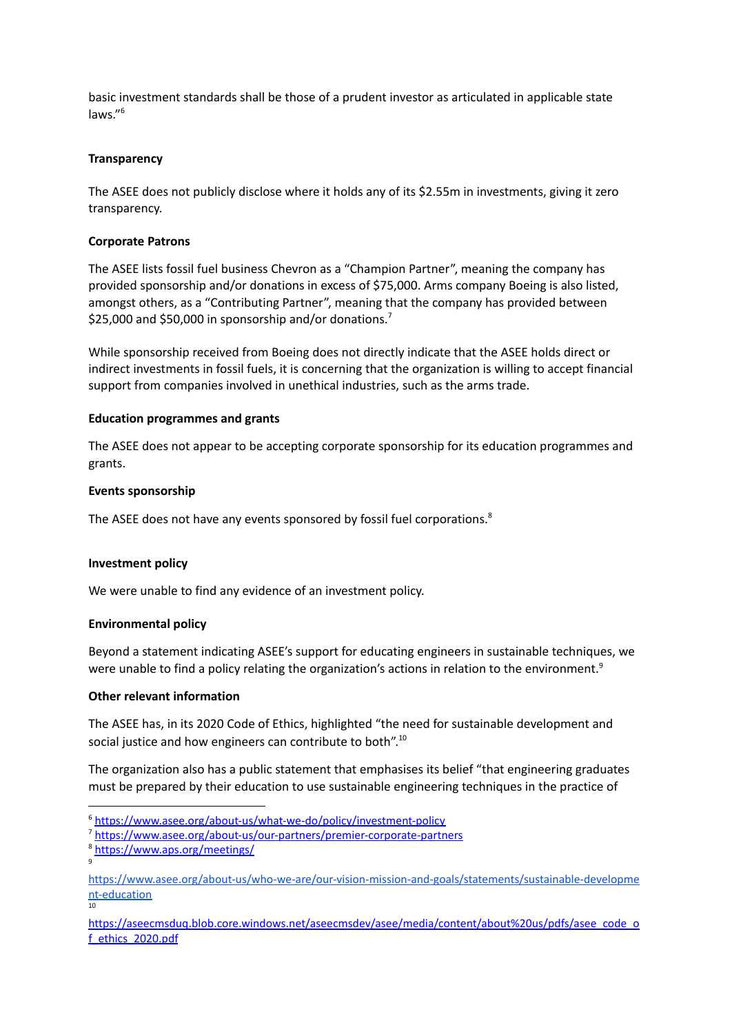basic investment standards shall be those of a prudent investor as articulated in applicable state laws."[6]

**Transparency**

The ASEE does not publicly disclose where it holds any of its $2.55m in investments, giving it zero transparency.

**Corporate Patrons**

The ASEE lists fossil fuel business Chevron as a "Champion Partner", meaning the company has provided sponsorship and/or donations in excess of $75,000. Arms company Boeing is also listed, amongst others, as a "Contributing Partner", meaning that the company has provided between $25,000 and $50,000 in sponsorship and/or donations.[7]

While sponsorship received from Boeing does not directly indicate that the ASEE holds direct or indirect investments in fossil fuels, it is concerning that the organization is willing to accept financial support from companies involved in unethical industries, such as the arms trade.

**Education programmes and grants**

The ASEE does not appear to be accepting corporate sponsorship for its education programmes and grants.

**Events sponsorship**

The ASEE does not have any events sponsored by fossil fuel corporations.[8]

**Investment policy**

We were unable to find any evidence of an investment policy.

**Environmental policy**

Beyond a statement indicating ASEE's support for educating engineers in sustainable techniques, we were unable to find a policy relating the organization's actions in relation to the environment.[9]

**Other relevant information**

The ASEE has, in its 2020 Code of Ethics, highlighted "the need for sustainable development and social justice and how engineers can contribute to both".[10]

The organization also has a public statement that emphasises its belief "that engineering graduates must be prepared by their education to use sustainable engineering techniques in the practice of

---

[6] https://www.asee.org/about-us/what-we-do/policy/investment-policy

[7] https://www.asee.org/about-us/our-partners/premier-corporate-partners

[8] https://www.aps.org/meetings/

[9] https://www.asee.org/about-us/who-we-are/our-vision-mission-and-goals/statements/sustainable-development-education

[10] https://aseecmsduq.blob.core.windows.net/aseecmsdev/asee/media/content/about%20us/pdfs/asee_code_of_ethics_2020.pdf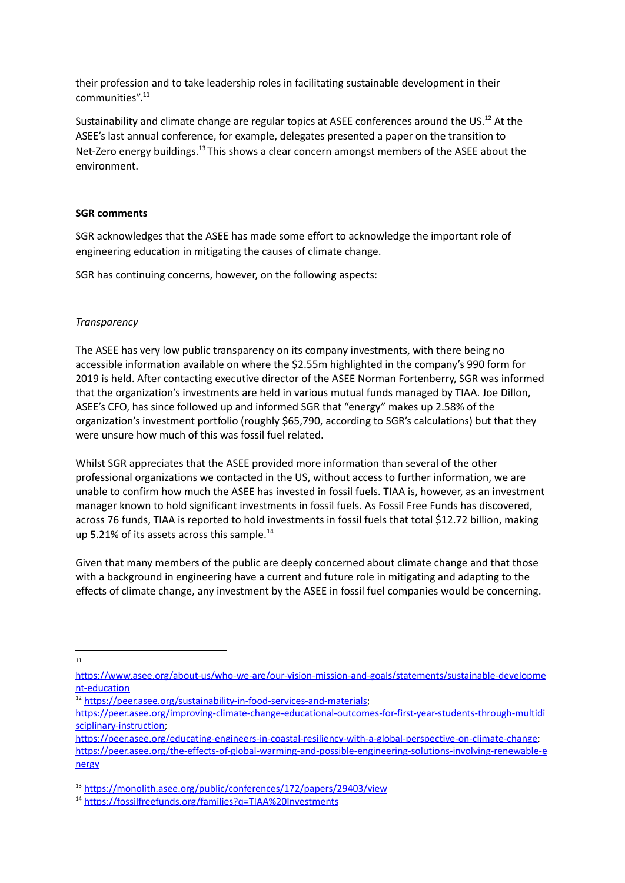their profession and to take leadership roles in facilitating sustainable development in their communities".[11]

Sustainability and climate change are regular topics at ASEE conferences around the US.[12] At the ASEE's last annual conference, for example, delegates presented a paper on the transition to Net-Zero energy buildings.[13] This shows a clear concern amongst members of the ASEE about the environment.

**SGR comments**

SGR acknowledges that the ASEE has made some effort to acknowledge the important role of engineering education in mitigating the causes of climate change.

SGR has continuing concerns, however, on the following aspects:

*Transparency*

The ASEE has very low public transparency on its company investments, with there being no accessible information available on where the $2.55m highlighted in the company's 990 form for 2019 is held. After contacting executive director of the ASEE Norman Fortenberry, SGR was informed that the organization's investments are held in various mutual funds managed by TIAA. Joe Dillon, ASEE's CFO, has since followed up and informed SGR that "energy" makes up 2.58% of the organization's investment portfolio (roughly $65,790, according to SGR's calculations) but that they were unsure how much of this was fossil fuel related.

Whilst SGR appreciates that the ASEE provided more information than several of the other professional organizations we contacted in the US, without access to further information, we are unable to confirm how much the ASEE has invested in fossil fuels. TIAA is, however, as an investment manager known to hold significant investments in fossil fuels. As Fossil Free Funds has discovered, across 76 funds, TIAA is reported to hold investments in fossil fuels that total $12.72 billion, making up 5.21% of its assets across this sample.[14]

Given that many members of the public are deeply concerned about climate change and that those with a background in engineering have a current and future role in mitigating and adapting to the effects of climate change, any investment by the ASEE in fossil fuel companies would be concerning.

---

[11] https://www.asee.org/about-us/who-we-are/our-vision-mission-and-goals/statements/sustainable-development-education

[12] https://peer.asee.org/sustainability-in-food-services-and-materials; https://peer.asee.org/improving-climate-change-educational-outcomes-for-first-year-students-through-multidisciplinary-instruction; https://peer.asee.org/educating-engineers-in-coastal-resiliency-with-a-global-perspective-on-climate-change; https://peer.asee.org/the-effects-of-global-warming-and-possible-engineering-solutions-involving-renewable-energy

[13] https://monolith.asee.org/public/conferences/172/papers/29403/view

[14] https://fossilfreefunds.org/families?q=TIAA%20Investments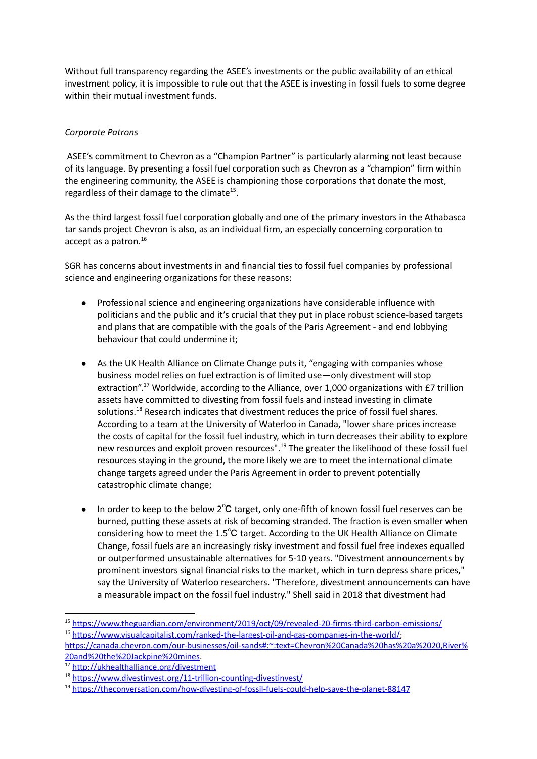Without full transparency regarding the ASEE's investments or the public availability of an ethical investment policy, it is impossible to rule out that the ASEE is investing in fossil fuels to some degree within their mutual investment funds.

*Corporate Patrons*

ASEE's commitment to Chevron as a "Champion Partner" is particularly alarming not least because of its language. By presenting a fossil fuel corporation such as Chevron as a "champion" firm within the engineering community, the ASEE is championing those corporations that donate the most, regardless of their damage to the climate[15].

As the third largest fossil fuel corporation globally and one of the primary investors in the Athabasca tar sands project Chevron is also, as an individual firm, an especially concerning corporation to accept as a patron.[16]

SGR has concerns about investments in and financial ties to fossil fuel companies by professional science and engineering organizations for these reasons:

- Professional science and engineering organizations have considerable influence with politicians and the public and it's crucial that they put in place robust science-based targets and plans that are compatible with the goals of the Paris Agreement - and end lobbying behaviour that could undermine it;

- As the UK Health Alliance on Climate Change puts it, "engaging with companies whose business model relies on fuel extraction is of limited use—only divestment will stop extraction".[17] Worldwide, according to the Alliance, over 1,000 organizations with £7 trillion assets have committed to divesting from fossil fuels and instead investing in climate solutions.[18] Research indicates that divestment reduces the price of fossil fuel shares. According to a team at the University of Waterloo in Canada, "lower share prices increase the costs of capital for the fossil fuel industry, which in turn decreases their ability to explore new resources and exploit proven resources".[19] The greater the likelihood of these fossil fuel resources staying in the ground, the more likely we are to meet the international climate change targets agreed under the Paris Agreement in order to prevent potentially catastrophic climate change;

- In order to keep to the below 2℃ target, only one-fifth of known fossil fuel reserves can be burned, putting these assets at risk of becoming stranded. The fraction is even smaller when considering how to meet the 1.5℃ target. According to the UK Health Alliance on Climate Change, fossil fuels are an increasingly risky investment and fossil fuel free indexes equalled or outperformed unsustainable alternatives for 5-10 years. "Divestment announcements by prominent investors signal financial risks to the market, which in turn depress share prices," say the University of Waterloo researchers. "Therefore, divestment announcements can have a measurable impact on the fossil fuel industry." Shell said in 2018 that divestment had

---

[15] https://www.theguardian.com/environment/2019/oct/09/revealed-20-firms-third-carbon-emissions/

[16] https://www.visualcapitalist.com/ranked-the-largest-oil-and-gas-companies-in-the-world/; https://canada.chevron.com/our-businesses/oil-sands#:~:text=Chevron%20Canada%20has%20a%2020,River%20and%20the%20Jackpine%20mines.

[17] http://ukhealthalliance.org/divestment

[18] https://www.divestinvest.org/11-trillion-counting-divestinvest/

[19] https://theconversation.com/how-divesting-of-fossil-fuels-could-help-save-the-planet-88147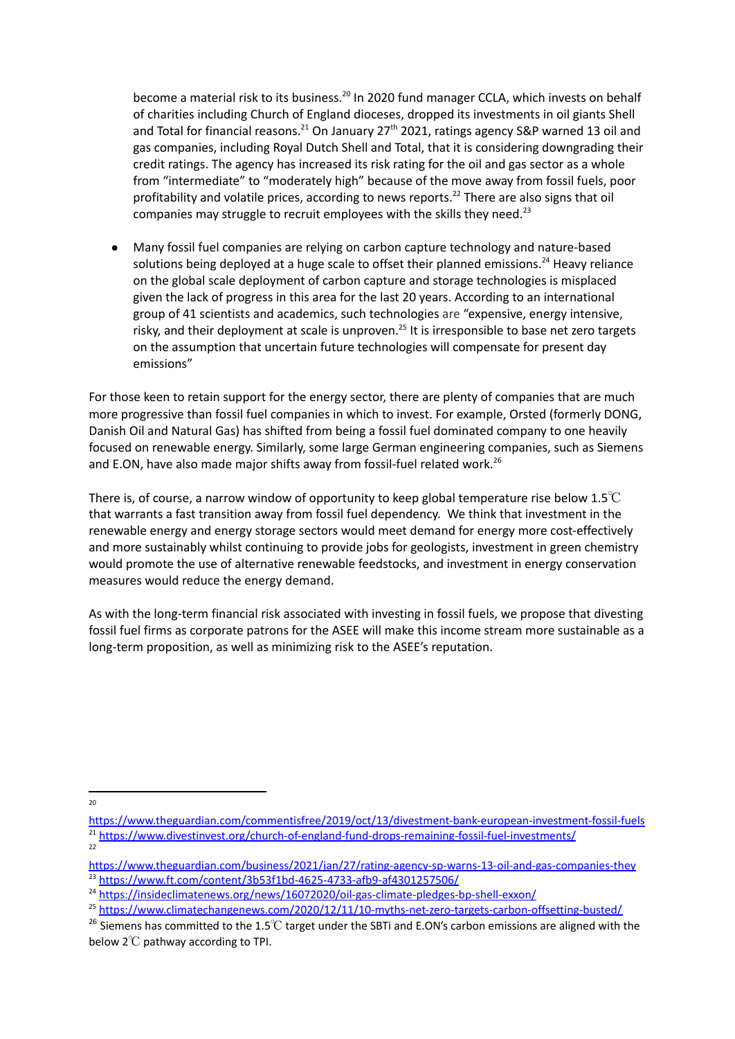become a material risk to its business.[20] In 2020 fund manager CCLA, which invests on behalf of charities including Church of England dioceses, dropped its investments in oil giants Shell and Total for financial reasons.[21] On January 27th 2021, ratings agency S&P warned 13 oil and gas companies, including Royal Dutch Shell and Total, that it is considering downgrading their credit ratings. The agency has increased its risk rating for the oil and gas sector as a whole from "intermediate" to "moderately high" because of the move away from fossil fuels, poor profitability and volatile prices, according to news reports.[22] There are also signs that oil companies may struggle to recruit employees with the skills they need.[23]

- Many fossil fuel companies are relying on carbon capture technology and nature-based solutions being deployed at a huge scale to offset their planned emissions.[24] Heavy reliance on the global scale deployment of carbon capture and storage technologies is misplaced given the lack of progress in this area for the last 20 years. According to an international group of 41 scientists and academics, such technologies are "expensive, energy intensive, risky, and their deployment at scale is unproven.[25] It is irresponsible to base net zero targets on the assumption that uncertain future technologies will compensate for present day emissions"

For those keen to retain support for the energy sector, there are plenty of companies that are much more progressive than fossil fuel companies in which to invest. For example, Orsted (formerly DONG, Danish Oil and Natural Gas) has shifted from being a fossil fuel dominated company to one heavily focused on renewable energy. Similarly, some large German engineering companies, such as Siemens and E.ON, have also made major shifts away from fossil-fuel related work.[26]

There is, of course, a narrow window of opportunity to keep global temperature rise below 1.5℃ that warrants a fast transition away from fossil fuel dependency. We think that investment in the renewable energy and energy storage sectors would meet demand for energy more cost-effectively and more sustainably whilst continuing to provide jobs for geologists, investment in green chemistry would promote the use of alternative renewable feedstocks, and investment in energy conservation measures would reduce the energy demand.

As with the long-term financial risk associated with investing in fossil fuels, we propose that divesting fossil fuel firms as corporate patrons for the ASEE will make this income stream more sustainable as a long-term proposition, as well as minimizing risk to the ASEE's reputation.

---

[20] https://www.theguardian.com/commentisfree/2019/oct/13/divestment-bank-european-investment-fossil-fuels

[21] https://www.divestinvest.org/church-of-england-fund-drops-remaining-fossil-fuel-investments/

[22] https://www.theguardian.com/business/2021/jan/27/rating-agency-sp-warns-13-oil-and-gas-companies-they

[23] https://www.ft.com/content/3b53f1bd-4625-4733-afb9-af4301257506/

[24] https://insideclimatenews.org/news/16072020/oil-gas-climate-pledges-bp-shell-exxon/

[25] https://www.climatechangenews.com/2020/12/11/10-myths-net-zero-targets-carbon-offsetting-busted/

[26] Siemens has committed to the 1.5℃ target under the SBTi and E.ON's carbon emissions are aligned with the below 2℃ pathway according to TPI.